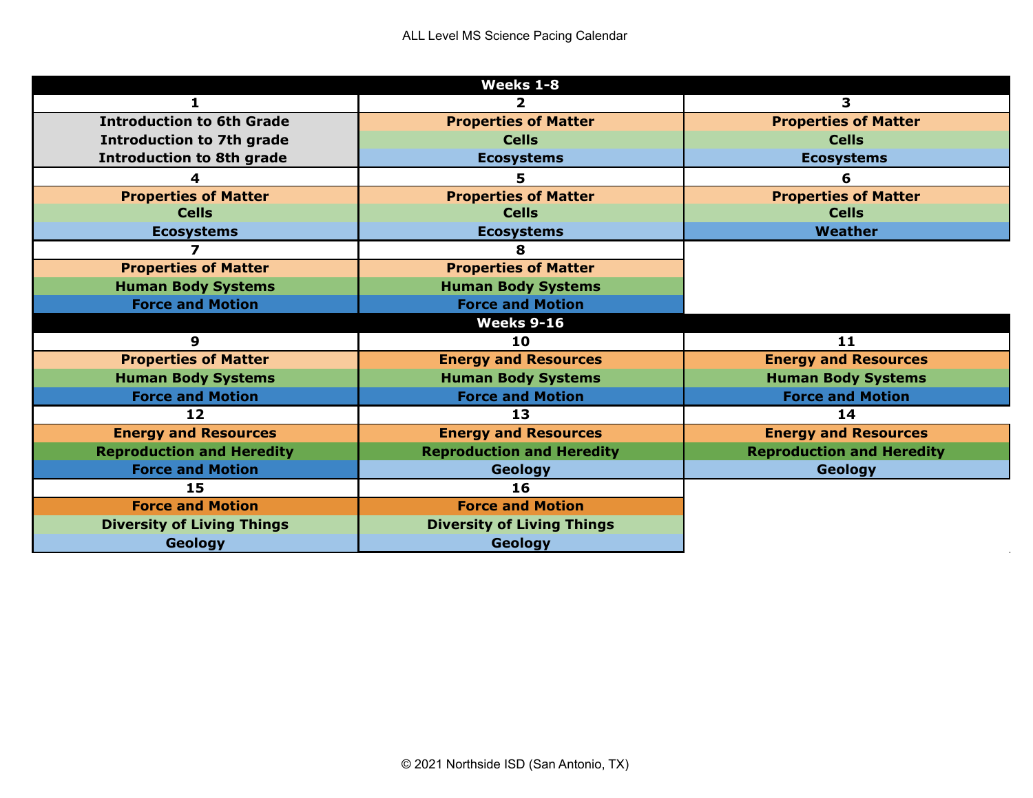ALL Level MS Science Pacing Calendar

| Weeks 1-8 | | |
|---|---|---|
| **1** | **2** | **3** |
| Introduction to 6th Grade | Properties of Matter | Properties of Matter |
| Introduction to 7th grade | Cells | Cells |
| Introduction to 8th grade | Ecosystems | Ecosystems |
| **4** | **5** | **6** |
| Properties of Matter | Properties of Matter | Properties of Matter |
| Cells | Cells | Cells |
| Ecosystems | Ecosystems | Weather |
| **7** | **8** | |
| Properties of Matter | Properties of Matter | |
| Human Body Systems | Human Body Systems | |
| Force and Motion | Force and Motion | |

| Weeks 9-16 | | |
|---|---|---|
| **9** | **10** | **11** |
| Properties of Matter | Energy and Resources | Energy and Resources |
| Human Body Systems | Human Body Systems | Human Body Systems |
| Force and Motion | Force and Motion | Force and Motion |
| **12** | **13** | **14** |
| Energy and Resources | Energy and Resources | Energy and Resources |
| Reproduction and Heredity | Reproduction and Heredity | Reproduction and Heredity |
| Force and Motion | Geology | Geology |
| **15** | **16** | |
| Force and Motion | Force and Motion | |
| Diversity of Living Things | Diversity of Living Things | |
| Geology | Geology | |

© 2021 Northside ISD (San Antonio, TX)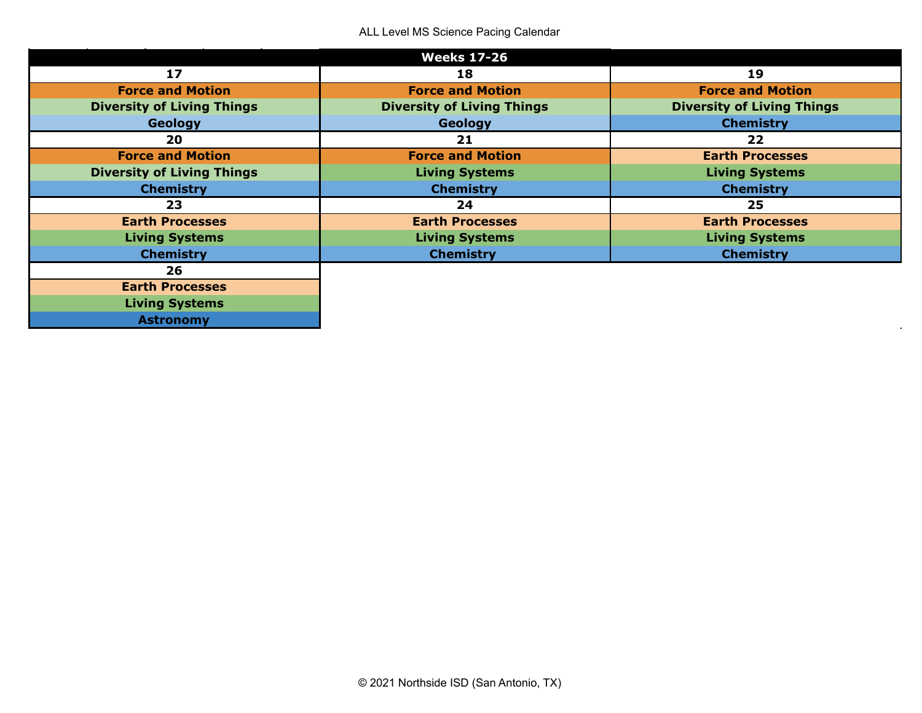ALL Level MS Science Pacing Calendar

| Weeks 17-26 | | |
|---|---|---|
| **17** | **18** | **19** |
| **Force and Motion** | **Force and Motion** | **Force and Motion** |
| **Diversity of Living Things** | **Diversity of Living Things** | **Diversity of Living Things** |
| **Geology** | **Geology** | **Chemistry** |
| **20** | **21** | **22** |
| **Force and Motion** | **Force and Motion** | **Earth Processes** |
| **Diversity of Living Things** | **Living Systems** | **Living Systems** |
| **Chemistry** | **Chemistry** | **Chemistry** |
| **23** | **24** | **25** |
| **Earth Processes** | **Earth Processes** | **Earth Processes** |
| **Living Systems** | **Living Systems** | **Living Systems** |
| **Chemistry** | **Chemistry** | **Chemistry** |
| **26** | | |
| **Earth Processes** | | |
| **Living Systems** | | |
| **Astronomy** | | |

© 2021 Northside ISD (San Antonio, TX)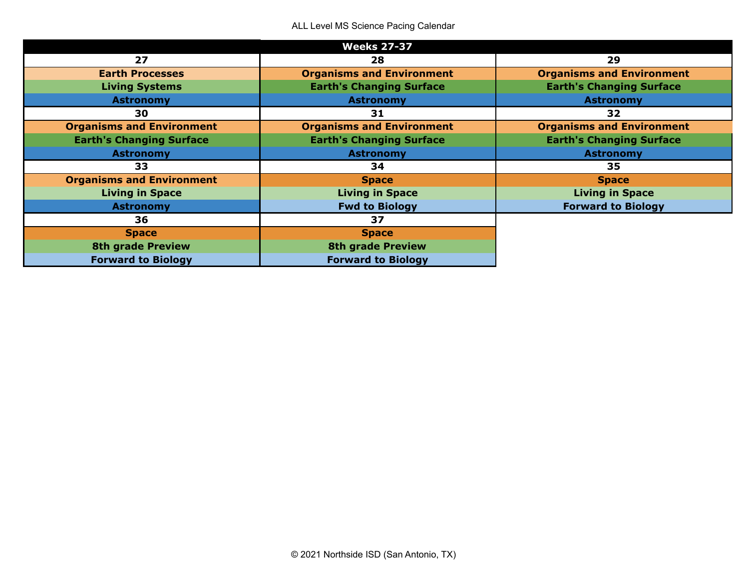ALL Level MS Science Pacing Calendar

| Weeks 27-37 | | |
|---|---|---|
| **27** | **28** | **29** |
| **Earth Processes** | **Organisms and Environment** | **Organisms and Environment** |
| **Living Systems** | **Earth's Changing Surface** | **Earth's Changing Surface** |
| **Astronomy** | **Astronomy** | **Astronomy** |
| **30** | **31** | **32** |
| **Organisms and Environment** | **Organisms and Environment** | **Organisms and Environment** |
| **Earth's Changing Surface** | **Earth's Changing Surface** | **Earth's Changing Surface** |
| **Astronomy** | **Astronomy** | **Astronomy** |
| **33** | **34** | **35** |
| **Organisms and Environment** | **Space** | **Space** |
| **Living in Space** | **Living in Space** | **Living in Space** |
| **Astronomy** | **Fwd to Biology** | **Forward to Biology** |
| **36** | **37** | |
| **Space** | **Space** | |
| **8th grade Preview** | **8th grade Preview** | |
| **Forward to Biology** | **Forward to Biology** | |

© 2021 Northside ISD (San Antonio, TX)